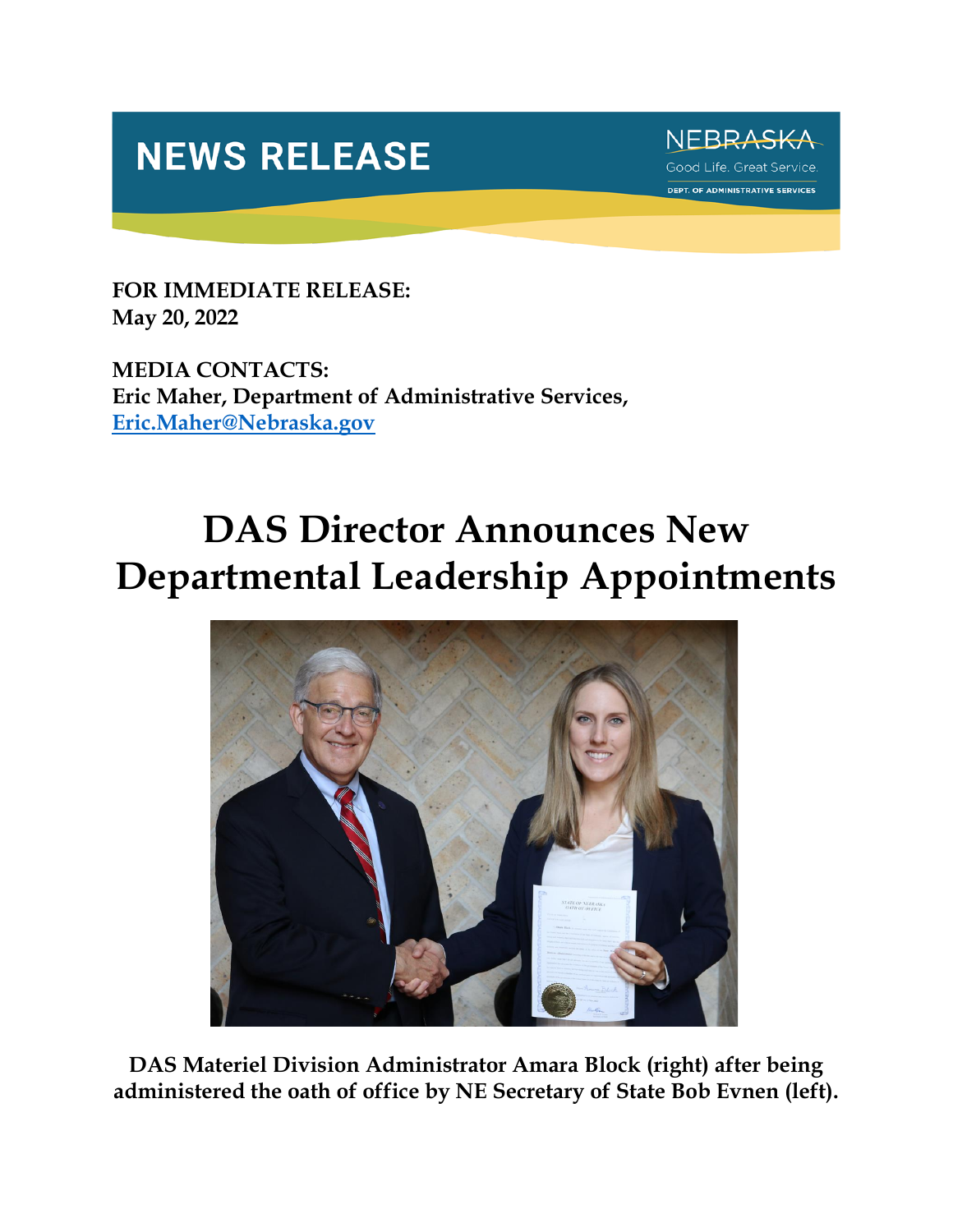**NEWS RELEASE**

NEBRASKA
Good Life. Great Service.
DEPT. OF ADMINISTRATIVE SERVICES

**FOR IMMEDIATE RELEASE:**
**May 20, 2022**

**MEDIA CONTACTS:**
**Eric Maher, Department of Administrative Services,**
**[Eric.Maher@Nebraska.gov](mailto:Eric.Maher@Nebraska.gov)**

# DAS Director Announces New Departmental Leadership Appointments

**DAS Materiel Division Administrator Amara Block (right) after being administered the oath of office by NE Secretary of State Bob Evnen (left).**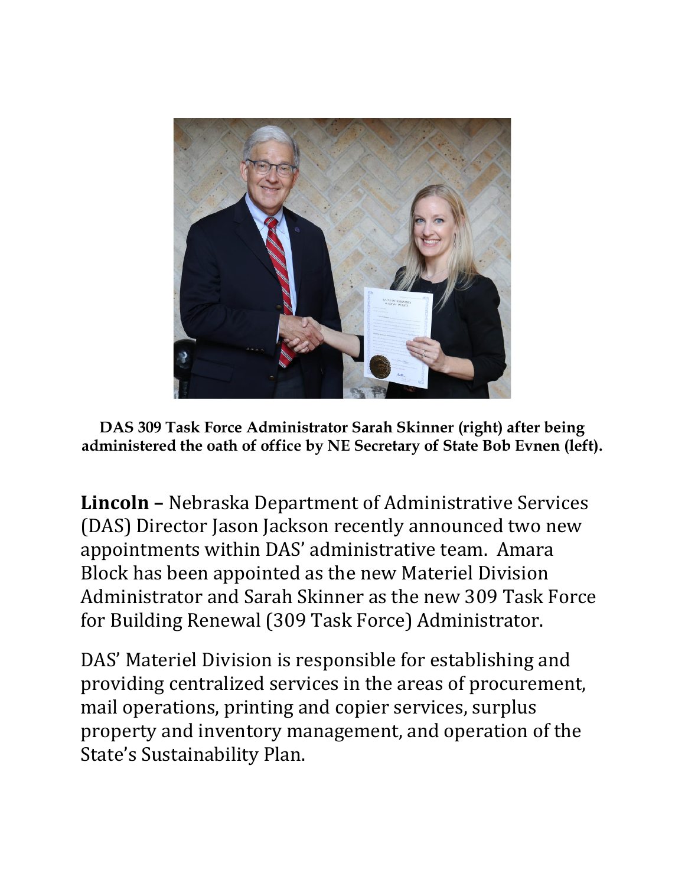**DAS 309 Task Force Administrator Sarah Skinner (right) after being administered the oath of office by NE Secretary of State Bob Evnen (left).**

**Lincoln –** Nebraska Department of Administrative Services (DAS) Director Jason Jackson recently announced two new appointments within DAS' administrative team. Amara Block has been appointed as the new Materiel Division Administrator and Sarah Skinner as the new 309 Task Force for Building Renewal (309 Task Force) Administrator.

DAS' Materiel Division is responsible for establishing and providing centralized services in the areas of procurement, mail operations, printing and copier services, surplus property and inventory management, and operation of the State's Sustainability Plan.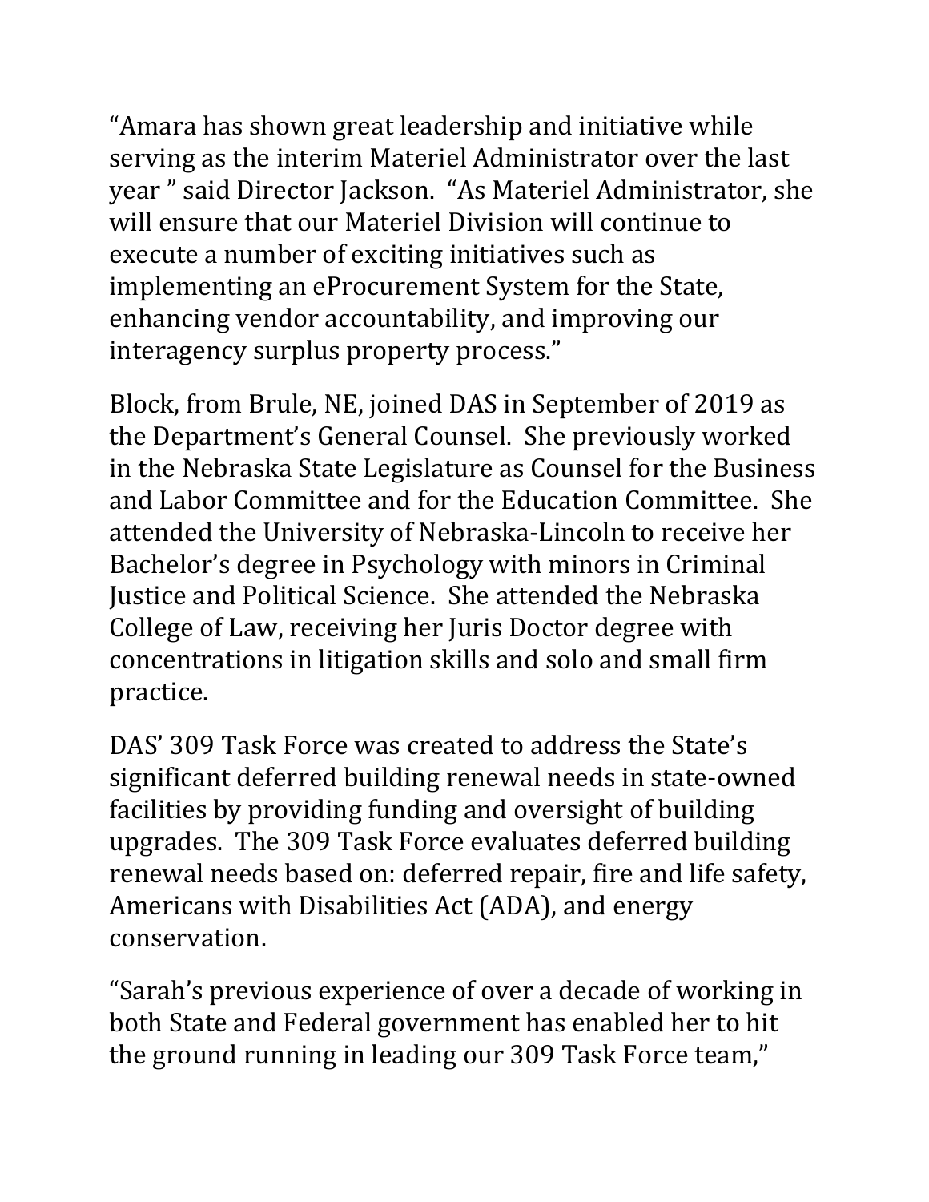“Amara has shown great leadership and initiative while serving as the interim Materiel Administrator over the last year ” said Director Jackson.  “As Materiel Administrator, she will ensure that our Materiel Division will continue to execute a number of exciting initiatives such as implementing an eProcurement System for the State, enhancing vendor accountability, and improving our interagency surplus property process.”

Block, from Brule, NE, joined DAS in September of 2019 as the Department’s General Counsel.  She previously worked in the Nebraska State Legislature as Counsel for the Business and Labor Committee and for the Education Committee.  She attended the University of Nebraska-Lincoln to receive her Bachelor’s degree in Psychology with minors in Criminal Justice and Political Science.  She attended the Nebraska College of Law, receiving her Juris Doctor degree with concentrations in litigation skills and solo and small firm practice.

DAS’ 309 Task Force was created to address the State’s significant deferred building renewal needs in state-owned facilities by providing funding and oversight of building upgrades.  The 309 Task Force evaluates deferred building renewal needs based on: deferred repair, fire and life safety, Americans with Disabilities Act (ADA), and energy conservation.

“Sarah’s previous experience of over a decade of working in both State and Federal government has enabled her to hit the ground running in leading our 309 Task Force team,”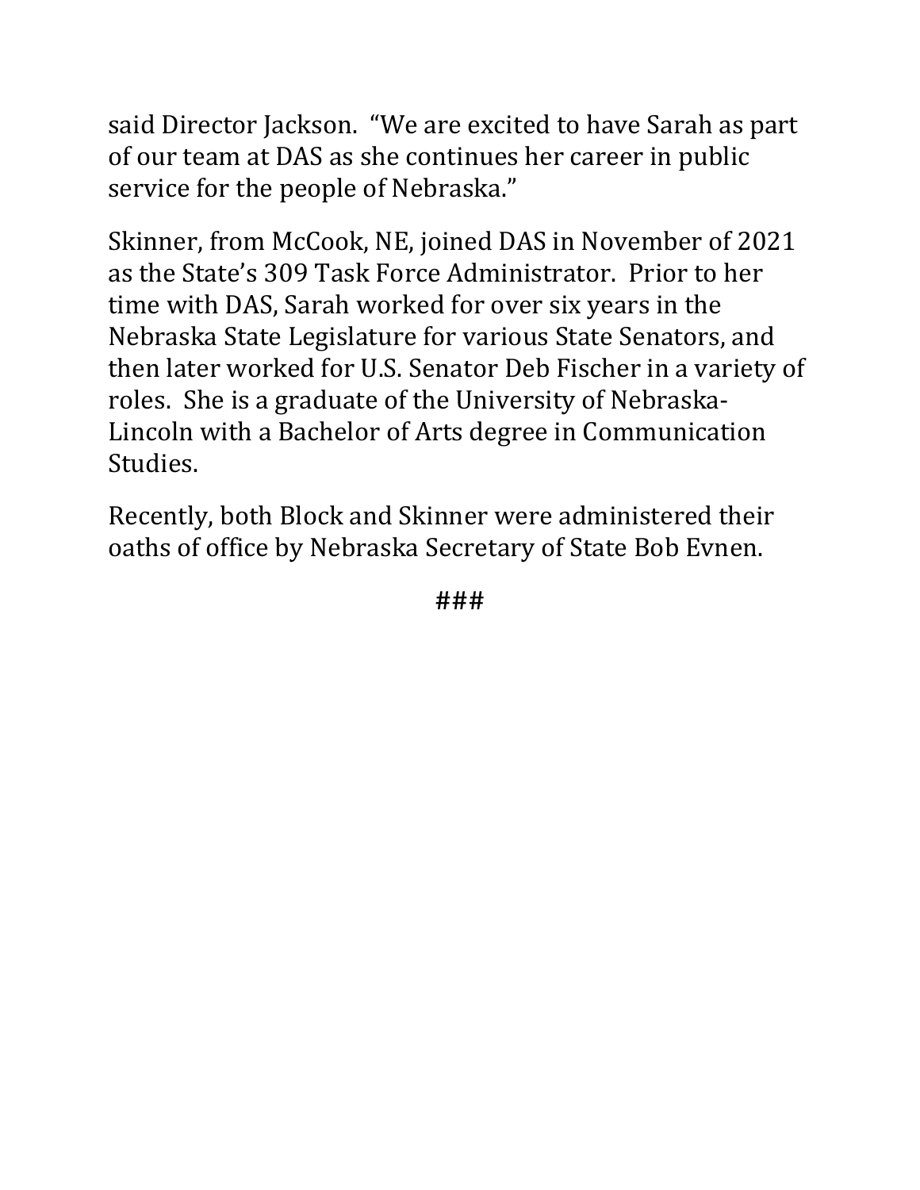said Director Jackson. "We are excited to have Sarah as part of our team at DAS as she continues her career in public service for the people of Nebraska."

Skinner, from McCook, NE, joined DAS in November of 2021 as the State's 309 Task Force Administrator. Prior to her time with DAS, Sarah worked for over six years in the Nebraska State Legislature for various State Senators, and then later worked for U.S. Senator Deb Fischer in a variety of roles. She is a graduate of the University of Nebraska-Lincoln with a Bachelor of Arts degree in Communication Studies.

Recently, both Block and Skinner were administered their oaths of office by Nebraska Secretary of State Bob Evnen.

###